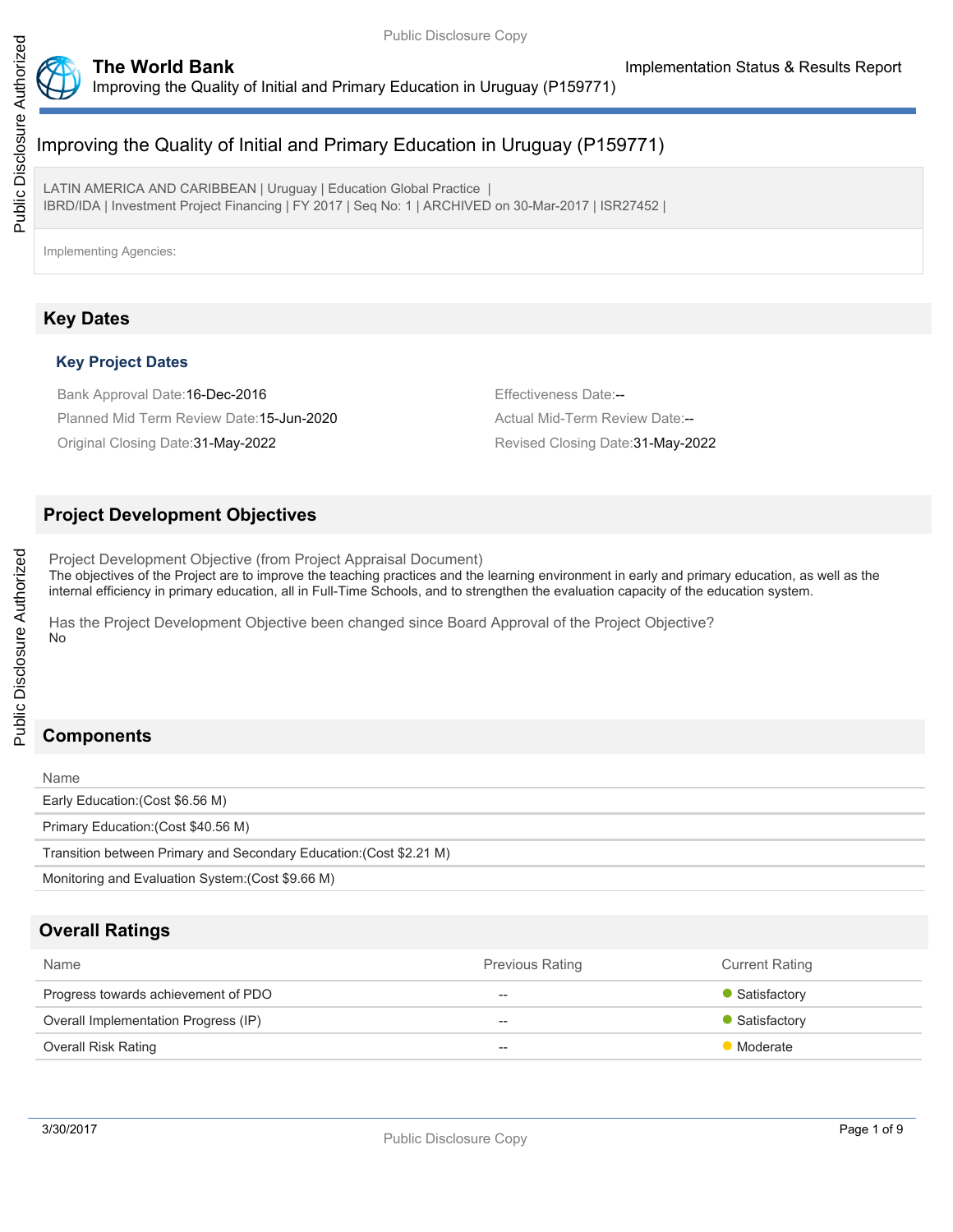# Improving the Quality of Initial and Primary Education in Uruguay (P159771)

LATIN AMERICA AND CARIBBEAN | Uruguay | Education Global Practice |
IBRD/IDA | Investment Project Financing | FY 2017 | Seq No: 1 | ARCHIVED on 30-Mar-2017 | ISR27452 |

Implementing Agencies:

## Key Dates

### Key Project Dates

Bank Approval Date:16-Dec-2016

Effectiveness Date:--

Planned Mid Term Review Date:15-Jun-2020

Actual Mid-Term Review Date:--

Original Closing Date:31-May-2022

Revised Closing Date:31-May-2022

## Project Development Objectives

Project Development Objective (from Project Appraisal Document)

The objectives of the Project are to improve the teaching practices and the learning environment in early and primary education, as well as the internal efficiency in primary education, all in Full-Time Schools, and to strengthen the evaluation capacity of the education system.

Has the Project Development Objective been changed since Board Approval of the Project Objective?

No

## Components

| Name |
|---|
| Early Education:(Cost $6.56 M) |
| Primary Education:(Cost $40.56 M) |
| Transition between Primary and Secondary Education:(Cost $2.21 M) |
| Monitoring and Evaluation System:(Cost $9.66 M) |

## Overall Ratings

| Name | Previous Rating | Current Rating |
|---|---|---|
| Progress towards achievement of PDO | -- | Satisfactory |
| Overall Implementation Progress (IP) | -- | Satisfactory |
| Overall Risk Rating | -- | Moderate |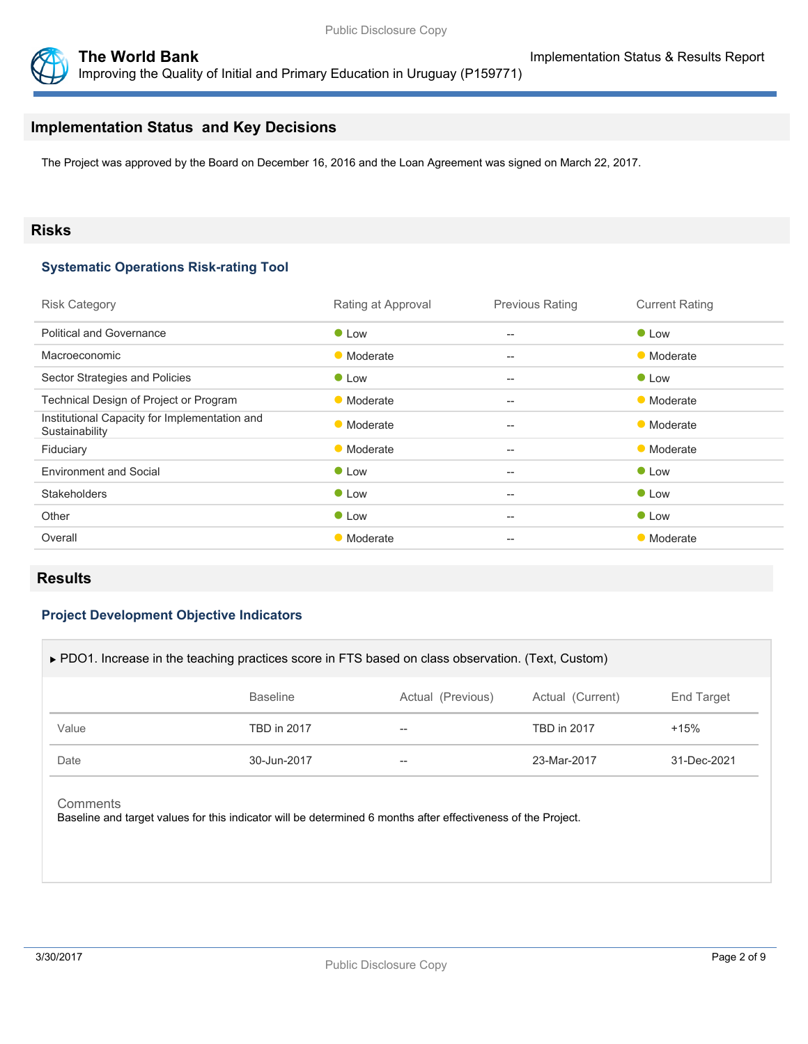## Implementation Status and Key Decisions

The Project was approved by the Board on December 16, 2016 and the Loan Agreement was signed on March 22, 2017.

## Risks

### Systematic Operations Risk-rating Tool

| Risk Category | Rating at Approval | Previous Rating | Current Rating |
|---|---|---|---|
| Political and Governance | Low | -- | Low |
| Macroeconomic | Moderate | -- | Moderate |
| Sector Strategies and Policies | Low | -- | Low |
| Technical Design of Project or Program | Moderate | -- | Moderate |
| Institutional Capacity for Implementation and Sustainability | Moderate | -- | Moderate |
| Fiduciary | Moderate | -- | Moderate |
| Environment and Social | Low | -- | Low |
| Stakeholders | Low | -- | Low |
| Other | Low | -- | Low |
| Overall | Moderate | -- | Moderate |

## Results

### Project Development Objective Indicators

▸ PDO1. Increase in the teaching practices score in FTS based on class observation. (Text, Custom)

| | Baseline | Actual (Previous) | Actual (Current) | End Target |
|---|---|---|---|---|
| Value | TBD in 2017 | -- | TBD in 2017 | +15% |
| Date | 30-Jun-2017 | -- | 23-Mar-2017 | 31-Dec-2021 |

Comments

Baseline and target values for this indicator will be determined 6 months after effectiveness of the Project.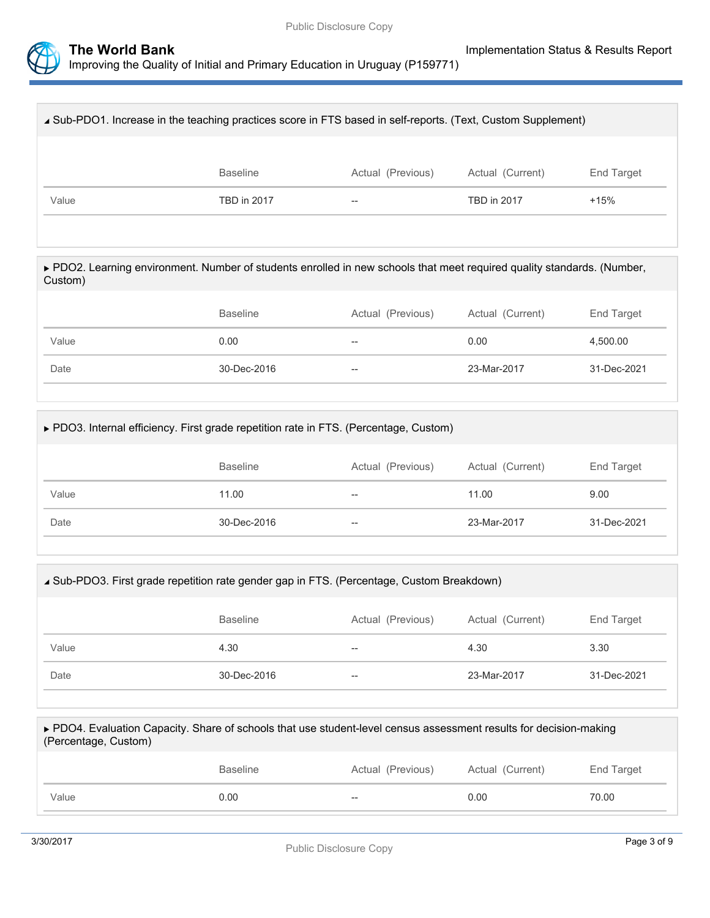## ◢ Sub-PDO1. Increase in the teaching practices score in FTS based in self-reports. (Text, Custom Supplement)

| | Baseline | Actual (Previous) | Actual (Current) | End Target |
|---|---|---|---|---|
| Value | TBD in 2017 | -- | TBD in 2017 | +15% |

## ▸ PDO2. Learning environment. Number of students enrolled in new schools that meet required quality standards. (Number, Custom)

| | Baseline | Actual (Previous) | Actual (Current) | End Target |
|---|---|---|---|---|
| Value | 0.00 | -- | 0.00 | 4,500.00 |
| Date | 30-Dec-2016 | -- | 23-Mar-2017 | 31-Dec-2021 |

## ▸ PDO3. Internal efficiency. First grade repetition rate in FTS. (Percentage, Custom)

| | Baseline | Actual (Previous) | Actual (Current) | End Target |
|---|---|---|---|---|
| Value | 11.00 | -- | 11.00 | 9.00 |
| Date | 30-Dec-2016 | -- | 23-Mar-2017 | 31-Dec-2021 |

## ◢ Sub-PDO3. First grade repetition rate gender gap in FTS. (Percentage, Custom Breakdown)

| | Baseline | Actual (Previous) | Actual (Current) | End Target |
|---|---|---|---|---|
| Value | 4.30 | -- | 4.30 | 3.30 |
| Date | 30-Dec-2016 | -- | 23-Mar-2017 | 31-Dec-2021 |

## ▸ PDO4. Evaluation Capacity. Share of schools that use student-level census assessment results for decision-making (Percentage, Custom)

| | Baseline | Actual (Previous) | Actual (Current) | End Target |
|---|---|---|---|---|
| Value | 0.00 | -- | 0.00 | 70.00 |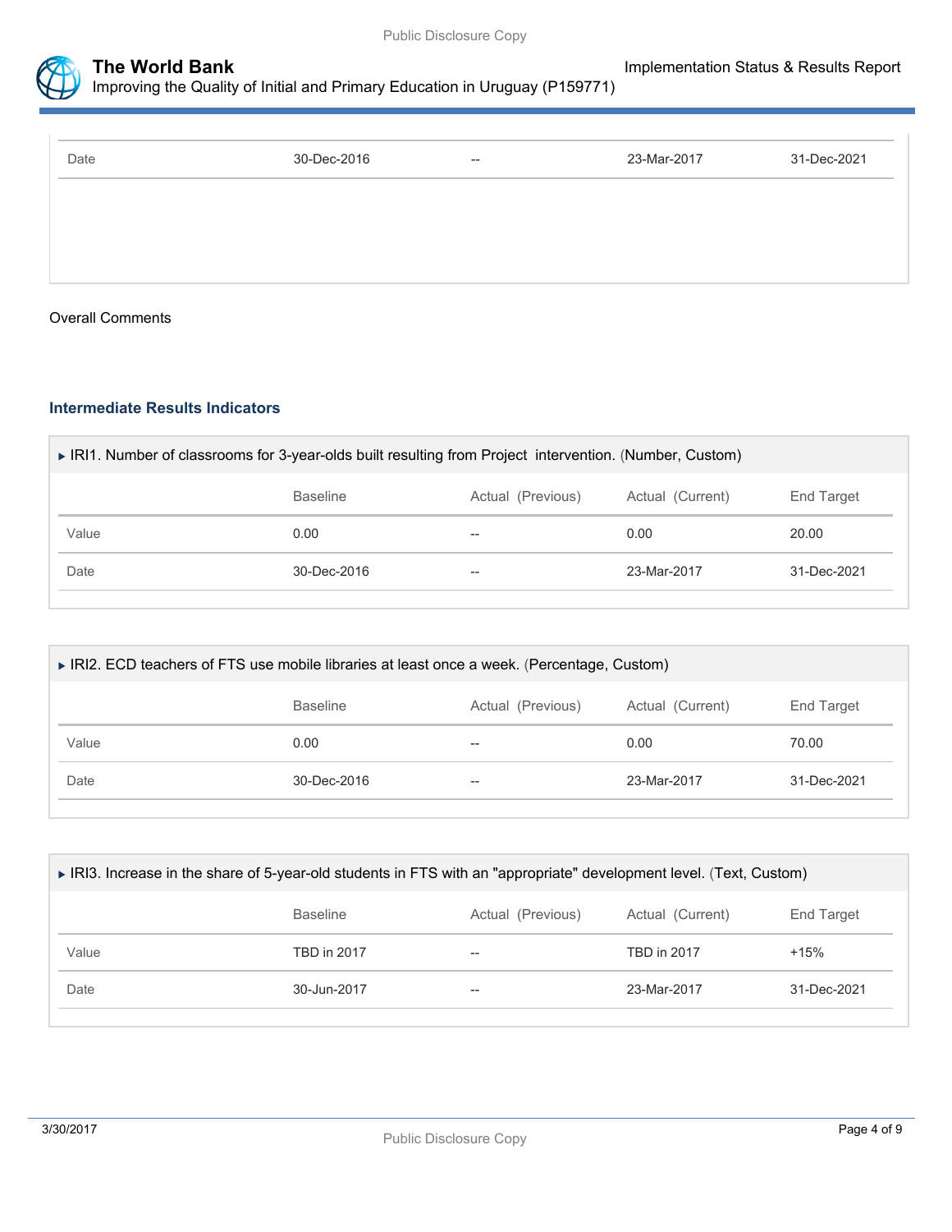| Date | 30-Dec-2016 | -- | 23-Mar-2017 | 31-Dec-2021 |
|---|---|---|---|---|

Overall Comments

### Intermediate Results Indicators

▸ IRI1. Number of classrooms for 3-year-olds built resulting from Project intervention. (Number, Custom)

| | Baseline | Actual (Previous) | Actual (Current) | End Target |
|---|---|---|---|---|
| Value | 0.00 | -- | 0.00 | 20.00 |
| Date | 30-Dec-2016 | -- | 23-Mar-2017 | 31-Dec-2021 |

▸ IRI2. ECD teachers of FTS use mobile libraries at least once a week. (Percentage, Custom)

| | Baseline | Actual (Previous) | Actual (Current) | End Target |
|---|---|---|---|---|
| Value | 0.00 | -- | 0.00 | 70.00 |
| Date | 30-Dec-2016 | -- | 23-Mar-2017 | 31-Dec-2021 |

▸ IRI3. Increase in the share of 5-year-old students in FTS with an "appropriate" development level. (Text, Custom)

| | Baseline | Actual (Previous) | Actual (Current) | End Target |
|---|---|---|---|---|
| Value | TBD in 2017 | -- | TBD in 2017 | +15% |
| Date | 30-Jun-2017 | -- | 23-Mar-2017 | 31-Dec-2021 |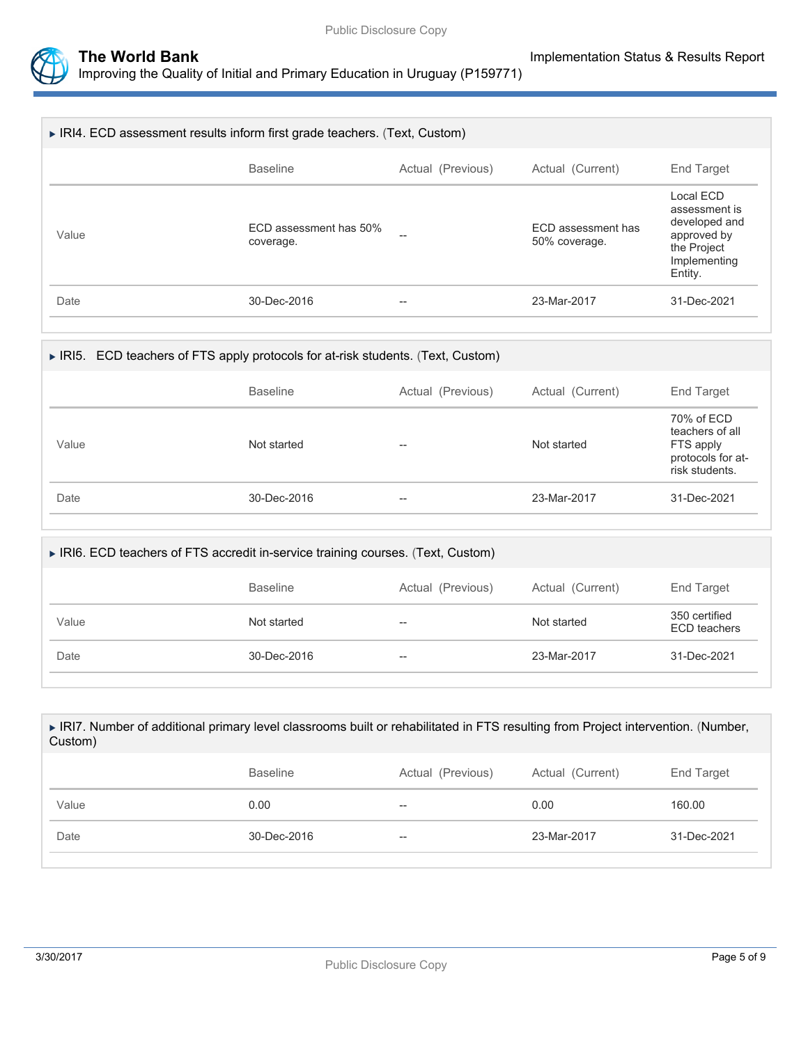### ▸ IRI4. ECD assessment results inform first grade teachers. (Text, Custom)

| | Baseline | Actual (Previous) | Actual (Current) | End Target |
|---|---|---|---|---|
| Value | ECD assessment has 50% coverage. | -- | ECD assessment has 50% coverage. | Local ECD assessment is developed and approved by the Project Implementing Entity. |
| Date | 30-Dec-2016 | -- | 23-Mar-2017 | 31-Dec-2021 |

### ▸ IRI5. ECD teachers of FTS apply protocols for at-risk students. (Text, Custom)

| | Baseline | Actual (Previous) | Actual (Current) | End Target |
|---|---|---|---|---|
| Value | Not started | -- | Not started | 70% of ECD teachers of all FTS apply protocols for at-risk students. |
| Date | 30-Dec-2016 | -- | 23-Mar-2017 | 31-Dec-2021 |

### ▸ IRI6. ECD teachers of FTS accredit in-service training courses. (Text, Custom)

| | Baseline | Actual (Previous) | Actual (Current) | End Target |
|---|---|---|---|---|
| Value | Not started | -- | Not started | 350 certified ECD teachers |
| Date | 30-Dec-2016 | -- | 23-Mar-2017 | 31-Dec-2021 |

### ▸ IRI7. Number of additional primary level classrooms built or rehabilitated in FTS resulting from Project intervention. (Number, Custom)

| | Baseline | Actual (Previous) | Actual (Current) | End Target |
|---|---|---|---|---|
| Value | 0.00 | -- | 0.00 | 160.00 |
| Date | 30-Dec-2016 | -- | 23-Mar-2017 | 31-Dec-2021 |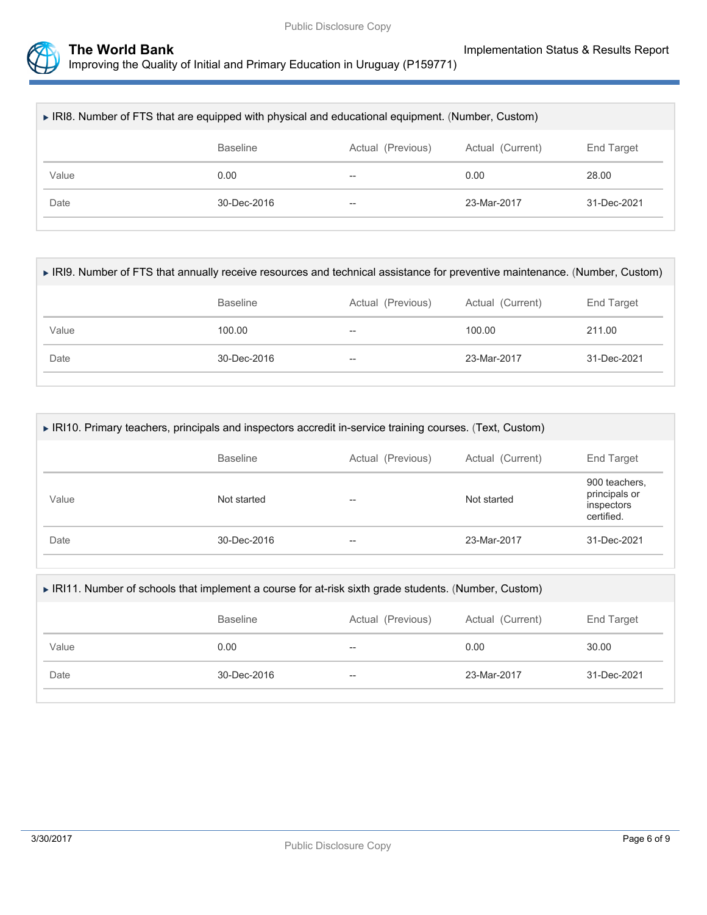### ▸ IRI8. Number of FTS that are equipped with physical and educational equipment. (Number, Custom)

| | Baseline | Actual (Previous) | Actual (Current) | End Target |
|---|---|---|---|---|
| Value | 0.00 | -- | 0.00 | 28.00 |
| Date | 30-Dec-2016 | -- | 23-Mar-2017 | 31-Dec-2021 |

### ▸ IRI9. Number of FTS that annually receive resources and technical assistance for preventive maintenance. (Number, Custom)

| | Baseline | Actual (Previous) | Actual (Current) | End Target |
|---|---|---|---|---|
| Value | 100.00 | -- | 100.00 | 211.00 |
| Date | 30-Dec-2016 | -- | 23-Mar-2017 | 31-Dec-2021 |

### ▸ IRI10. Primary teachers, principals and inspectors accredit in-service training courses. (Text, Custom)

| | Baseline | Actual (Previous) | Actual (Current) | End Target |
|---|---|---|---|---|
| Value | Not started | -- | Not started | 900 teachers, principals or inspectors certified. |
| Date | 30-Dec-2016 | -- | 23-Mar-2017 | 31-Dec-2021 |

### ▸ IRI11. Number of schools that implement a course for at-risk sixth grade students. (Number, Custom)

| | Baseline | Actual (Previous) | Actual (Current) | End Target |
|---|---|---|---|---|
| Value | 0.00 | -- | 0.00 | 30.00 |
| Date | 30-Dec-2016 | -- | 23-Mar-2017 | 31-Dec-2021 |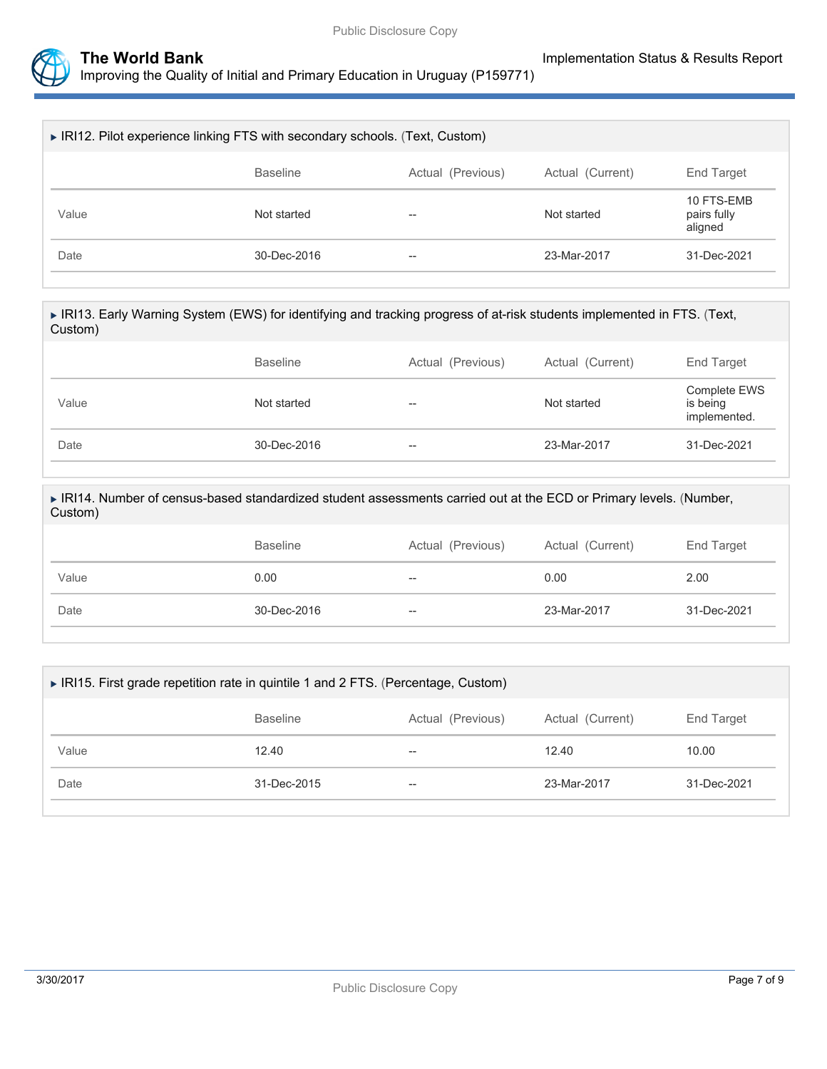### ▸ IRI12. Pilot experience linking FTS with secondary schools. (Text, Custom)

| | Baseline | Actual (Previous) | Actual (Current) | End Target |
|---|---|---|---|---|
| Value | Not started | -- | Not started | 10 FTS-EMB pairs fully aligned |
| Date | 30-Dec-2016 | -- | 23-Mar-2017 | 31-Dec-2021 |

### ▸ IRI13. Early Warning System (EWS) for identifying and tracking progress of at-risk students implemented in FTS. (Text, Custom)

| | Baseline | Actual (Previous) | Actual (Current) | End Target |
|---|---|---|---|---|
| Value | Not started | -- | Not started | Complete EWS is being implemented. |
| Date | 30-Dec-2016 | -- | 23-Mar-2017 | 31-Dec-2021 |

### ▸ IRI14. Number of census-based standardized student assessments carried out at the ECD or Primary levels. (Number, Custom)

| | Baseline | Actual (Previous) | Actual (Current) | End Target |
|---|---|---|---|---|
| Value | 0.00 | -- | 0.00 | 2.00 |
| Date | 30-Dec-2016 | -- | 23-Mar-2017 | 31-Dec-2021 |

### ▸ IRI15. First grade repetition rate in quintile 1 and 2 FTS. (Percentage, Custom)

| | Baseline | Actual (Previous) | Actual (Current) | End Target |
|---|---|---|---|---|
| Value | 12.40 | -- | 12.40 | 10.00 |
| Date | 31-Dec-2015 | -- | 23-Mar-2017 | 31-Dec-2021 |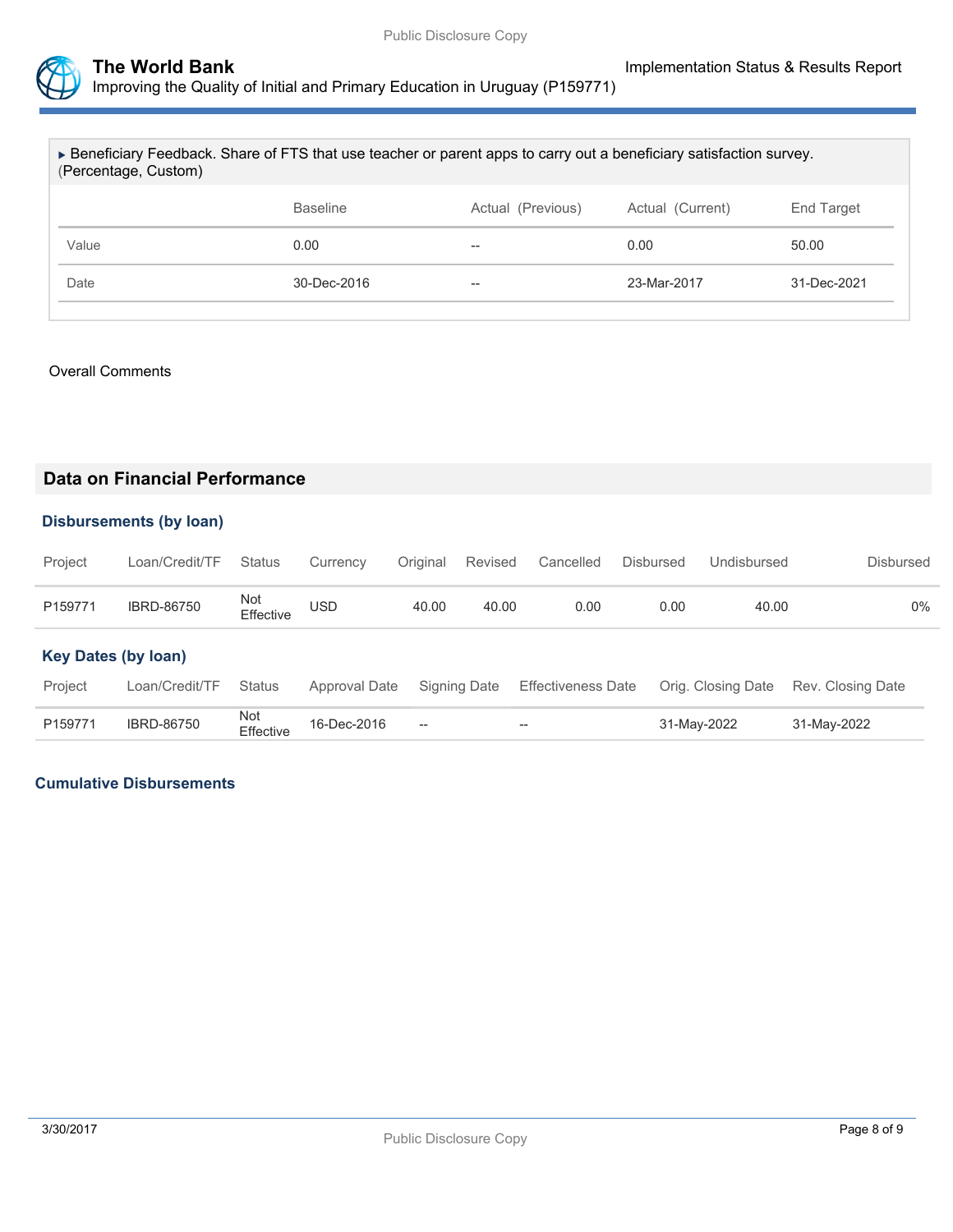▸ Beneficiary Feedback. Share of FTS that use teacher or parent apps to carry out a beneficiary satisfaction survey. (Percentage, Custom)

| | Baseline | Actual (Previous) | Actual (Current) | End Target |
|---|---|---|---|---|
| Value | 0.00 | -- | 0.00 | 50.00 |
| Date | 30-Dec-2016 | -- | 23-Mar-2017 | 31-Dec-2021 |

Overall Comments

## Data on Financial Performance

### Disbursements (by loan)

| Project | Loan/Credit/TF | Status | Currency | Original | Revised | Cancelled | Disbursed | Undisbursed | Disbursed |
|---|---|---|---|---|---|---|---|---|---|
| P159771 | IBRD-86750 | Not Effective | USD | 40.00 | 40.00 | 0.00 | 0.00 | 40.00 | 0% |

### Key Dates (by loan)

| Project | Loan/Credit/TF | Status | Approval Date | Signing Date | Effectiveness Date | Orig. Closing Date | Rev. Closing Date |
|---|---|---|---|---|---|---|---|
| P159771 | IBRD-86750 | Not Effective | 16-Dec-2016 | -- | -- | 31-May-2022 | 31-May-2022 |

### Cumulative Disbursements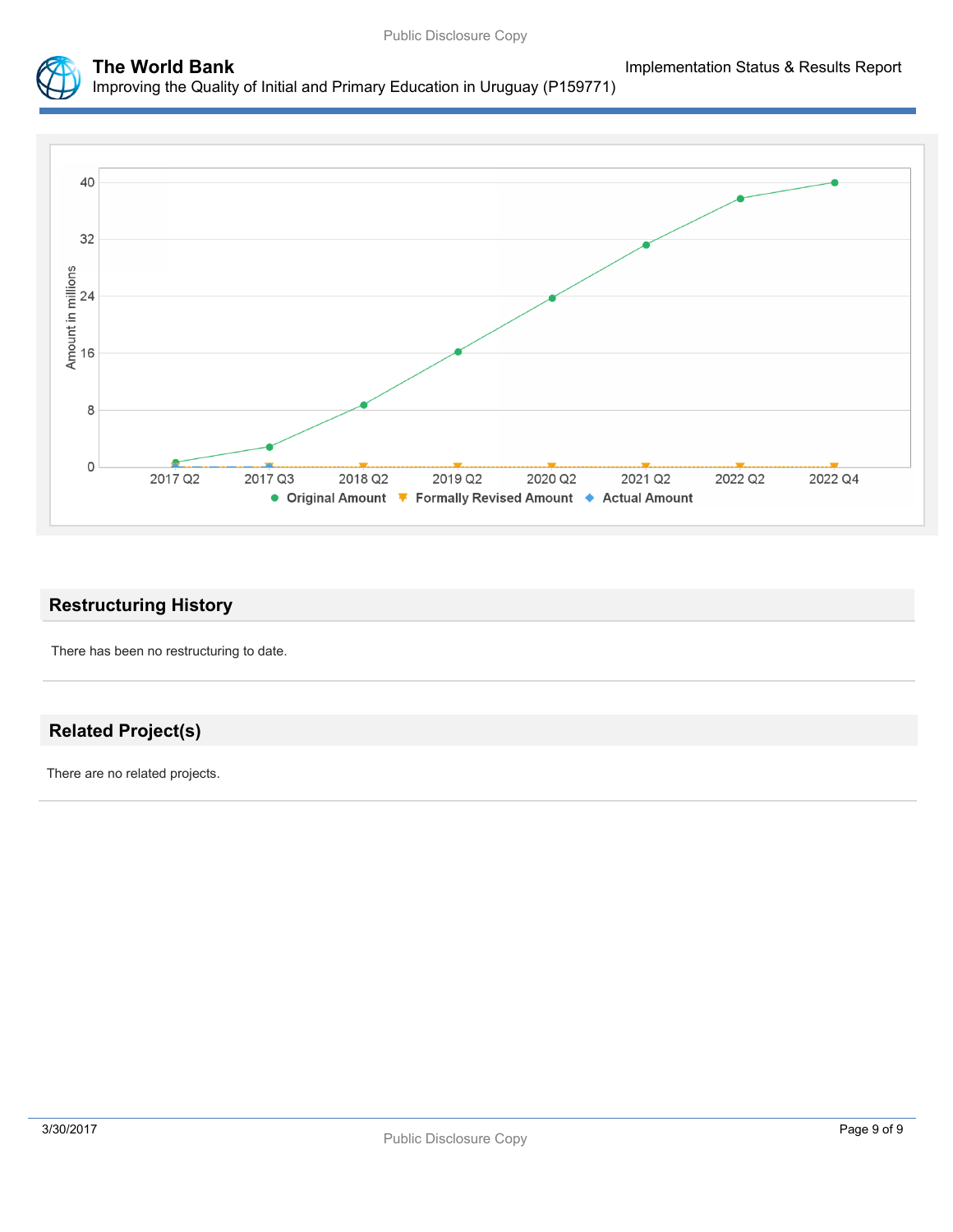Amount in millions

40
32
24
16
8
0

2017 Q2
2017 Q3
2018 Q2
2019 Q2
2020 Q2
2021 Q2
2022 Q2
2022 Q4

Original Amount
Formally Revised Amount
Actual Amount

## Restructuring History

There has been no restructuring to date.

## Related Project(s)

There are no related projects.